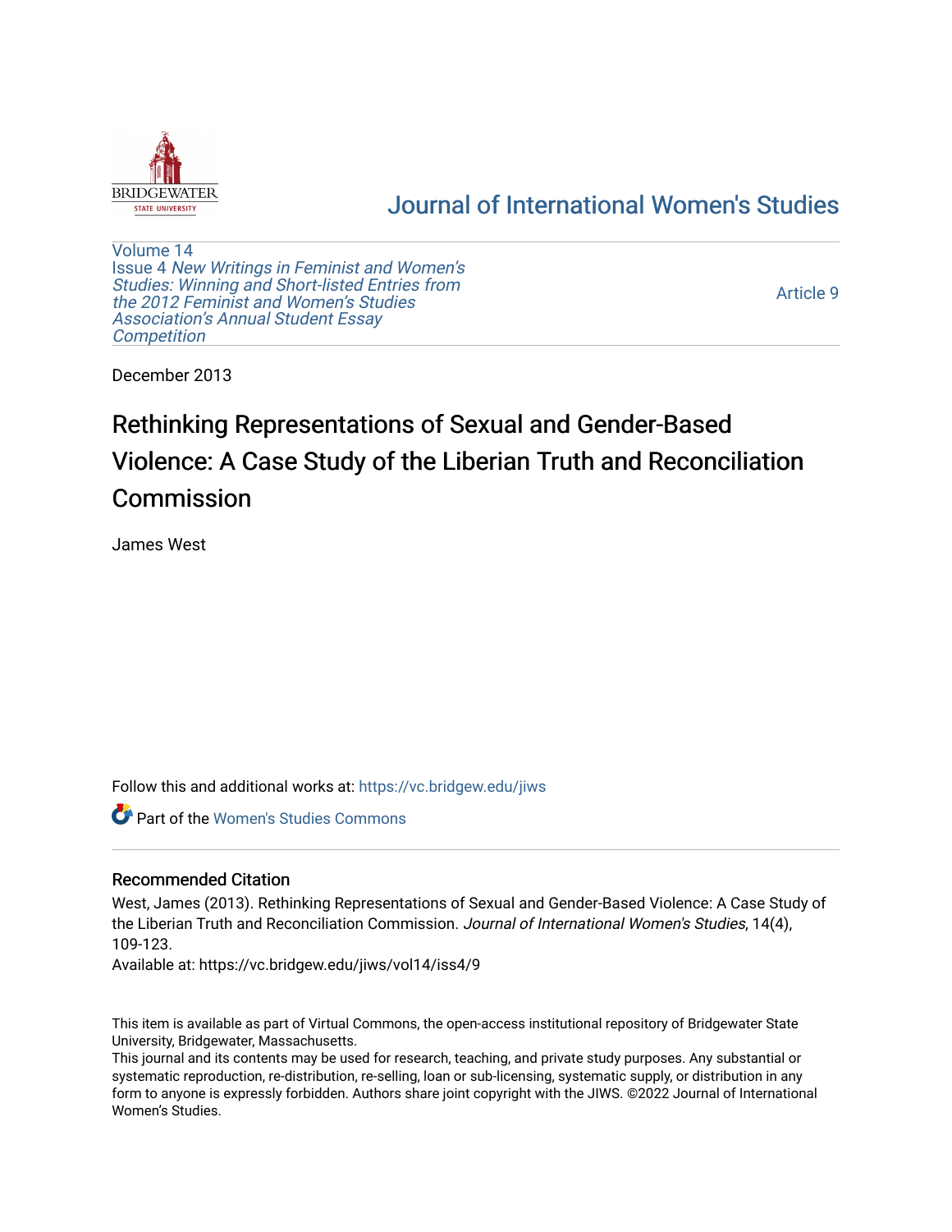BRIDGEWATER STATE UNIVERSITY

# Journal of International Women's Studies

Volume 14
Issue 4 *New Writings in Feminist and Women's Studies: Winning and Short-listed Entries from the 2012 Feminist and Women's Studies Association's Annual Student Essay Competition*

Article 9

December 2013

# Rethinking Representations of Sexual and Gender-Based Violence: A Case Study of the Liberian Truth and Reconciliation Commission

James West

Follow this and additional works at: https://vc.bridgew.edu/jiws

Part of the Women's Studies Commons

## Recommended Citation

West, James (2013). Rethinking Representations of Sexual and Gender-Based Violence: A Case Study of the Liberian Truth and Reconciliation Commission. *Journal of International Women's Studies*, 14(4), 109-123.
Available at: https://vc.bridgew.edu/jiws/vol14/iss4/9

This item is available as part of Virtual Commons, the open-access institutional repository of Bridgewater State University, Bridgewater, Massachusetts.
This journal and its contents may be used for research, teaching, and private study purposes. Any substantial or systematic reproduction, re-distribution, re-selling, loan or sub-licensing, systematic supply, or distribution in any form to anyone is expressly forbidden. Authors share joint copyright with the JIWS. ©2022 Journal of International Women's Studies.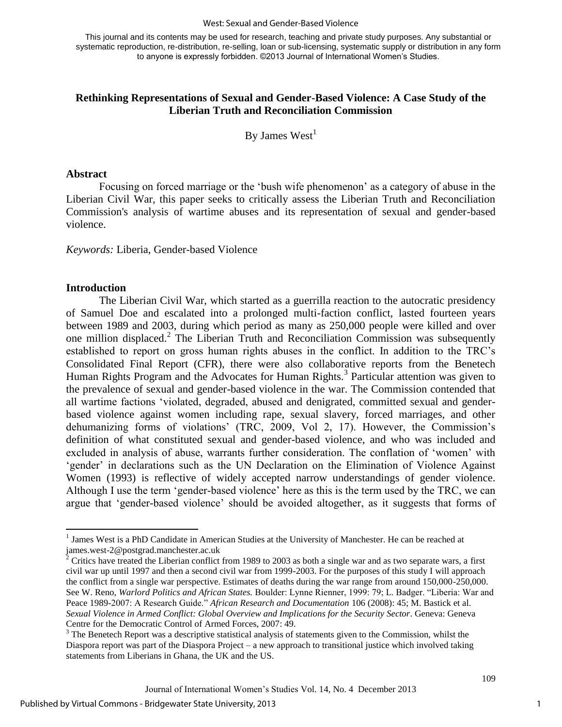This journal and its contents may be used for research, teaching and private study purposes. Any substantial or systematic reproduction, re-distribution, re-selling, loan or sub-licensing, systematic supply or distribution in any form to anyone is expressly forbidden. ©2013 Journal of International Women's Studies.

## Rethinking Representations of Sexual and Gender-Based Violence: A Case Study of the Liberian Truth and Reconciliation Commission

By James West[1]

### Abstract

Focusing on forced marriage or the 'bush wife phenomenon' as a category of abuse in the Liberian Civil War, this paper seeks to critically assess the Liberian Truth and Reconciliation Commission's analysis of wartime abuses and its representation of sexual and gender-based violence.

*Keywords:* Liberia, Gender-based Violence

### Introduction

The Liberian Civil War, which started as a guerrilla reaction to the autocratic presidency of Samuel Doe and escalated into a prolonged multi-faction conflict, lasted fourteen years between 1989 and 2003, during which period as many as 250,000 people were killed and over one million displaced.[2] The Liberian Truth and Reconciliation Commission was subsequently established to report on gross human rights abuses in the conflict. In addition to the TRC's Consolidated Final Report (CFR), there were also collaborative reports from the Benetech Human Rights Program and the Advocates for Human Rights.[3] Particular attention was given to the prevalence of sexual and gender-based violence in the war. The Commission contended that all wartime factions 'violated, degraded, abused and denigrated, committed sexual and gender-based violence against women including rape, sexual slavery, forced marriages, and other dehumanizing forms of violations' (TRC, 2009, Vol 2, 17). However, the Commission's definition of what constituted sexual and gender-based violence, and who was included and excluded in analysis of abuse, warrants further consideration. The conflation of 'women' with 'gender' in declarations such as the UN Declaration on the Elimination of Violence Against Women (1993) is reflective of widely accepted narrow understandings of gender violence. Although I use the term 'gender-based violence' here as this is the term used by the TRC, we can argue that 'gender-based violence' should be avoided altogether, as it suggests that forms of

---

[1] James West is a PhD Candidate in American Studies at the University of Manchester. He can be reached at james.west-2@postgrad.manchester.ac.uk

[2] Critics have treated the Liberian conflict from 1989 to 2003 as both a single war and as two separate wars, a first civil war up until 1997 and then a second civil war from 1999-2003. For the purposes of this study I will approach the conflict from a single war perspective. Estimates of deaths during the war range from around 150,000-250,000. See W. Reno, *Warlord Politics and African States.* Boulder: Lynne Rienner, 1999: 79; L. Badger. "Liberia: War and Peace 1989-2007: A Research Guide." *African Research and Documentation* 106 (2008): 45; M. Bastick et al. *Sexual Violence in Armed Conflict: Global Overview and Implications for the Security Sector*. Geneva: Geneva Centre for the Democratic Control of Armed Forces, 2007: 49.

[3] The Benetech Report was a descriptive statistical analysis of statements given to the Commission, whilst the Diaspora report was part of the Diaspora Project – a new approach to transitional justice which involved taking statements from Liberians in Ghana, the UK and the US.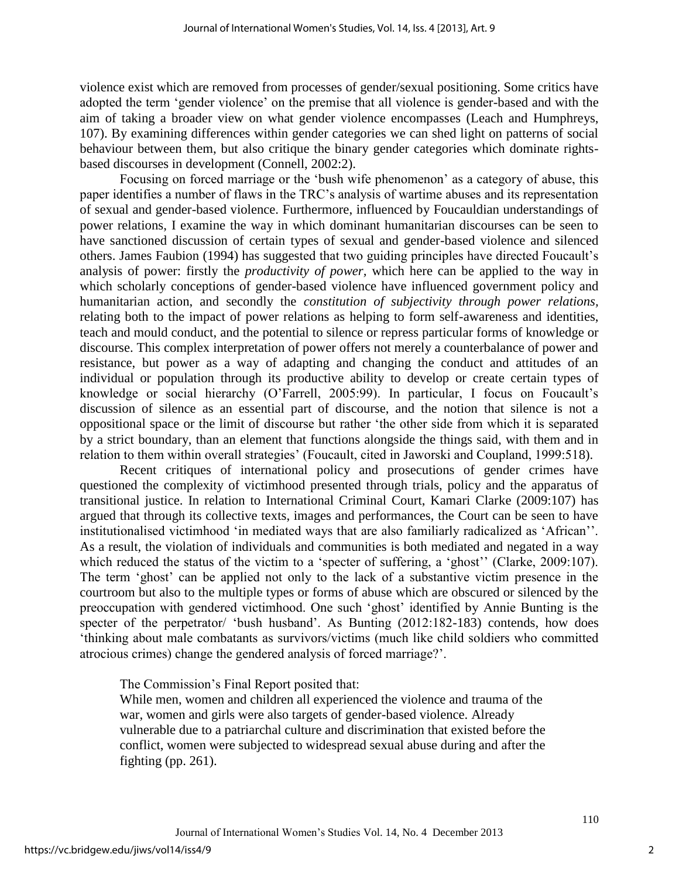violence exist which are removed from processes of gender/sexual positioning. Some critics have adopted the term 'gender violence' on the premise that all violence is gender-based and with the aim of taking a broader view on what gender violence encompasses (Leach and Humphreys, 107). By examining differences within gender categories we can shed light on patterns of social behaviour between them, but also critique the binary gender categories which dominate rights-based discourses in development (Connell, 2002:2).

Focusing on forced marriage or the 'bush wife phenomenon' as a category of abuse, this paper identifies a number of flaws in the TRC's analysis of wartime abuses and its representation of sexual and gender-based violence. Furthermore, influenced by Foucauldian understandings of power relations, I examine the way in which dominant humanitarian discourses can be seen to have sanctioned discussion of certain types of sexual and gender-based violence and silenced others. James Faubion (1994) has suggested that two guiding principles have directed Foucault's analysis of power: firstly the *productivity of power*, which here can be applied to the way in which scholarly conceptions of gender-based violence have influenced government policy and humanitarian action, and secondly the *constitution of subjectivity through power relations*, relating both to the impact of power relations as helping to form self-awareness and identities, teach and mould conduct, and the potential to silence or repress particular forms of knowledge or discourse. This complex interpretation of power offers not merely a counterbalance of power and resistance, but power as a way of adapting and changing the conduct and attitudes of an individual or population through its productive ability to develop or create certain types of knowledge or social hierarchy (O'Farrell, 2005:99). In particular, I focus on Foucault's discussion of silence as an essential part of discourse, and the notion that silence is not a oppositional space or the limit of discourse but rather 'the other side from which it is separated by a strict boundary, than an element that functions alongside the things said, with them and in relation to them within overall strategies' (Foucault, cited in Jaworski and Coupland, 1999:518).

Recent critiques of international policy and prosecutions of gender crimes have questioned the complexity of victimhood presented through trials, policy and the apparatus of transitional justice. In relation to International Criminal Court, Kamari Clarke (2009:107) has argued that through its collective texts, images and performances, the Court can be seen to have institutionalised victimhood 'in mediated ways that are also familiarly radicalized as 'African''. As a result, the violation of individuals and communities is both mediated and negated in a way which reduced the status of the victim to a 'specter of suffering, a 'ghost'' (Clarke, 2009:107). The term 'ghost' can be applied not only to the lack of a substantive victim presence in the courtroom but also to the multiple types or forms of abuse which are obscured or silenced by the preoccupation with gendered victimhood. One such 'ghost' identified by Annie Bunting is the specter of the perpetrator/ 'bush husband'. As Bunting (2012:182-183) contends, how does 'thinking about male combatants as survivors/victims (much like child soldiers who committed atrocious crimes) change the gendered analysis of forced marriage?'.

The Commission's Final Report posited that:

> While men, women and children all experienced the violence and trauma of the war, women and girls were also targets of gender-based violence. Already vulnerable due to a patriarchal culture and discrimination that existed before the conflict, women were subjected to widespread sexual abuse during and after the fighting (pp. 261).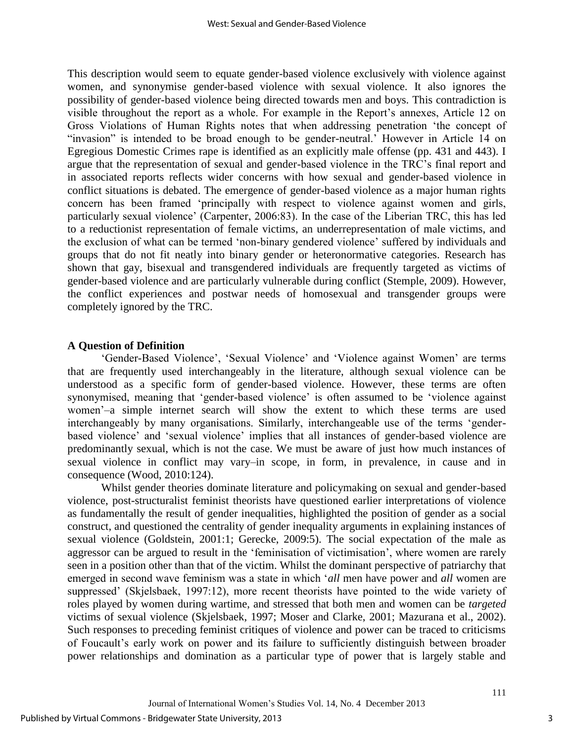This description would seem to equate gender-based violence exclusively with violence against women, and synonymise gender-based violence with sexual violence. It also ignores the possibility of gender-based violence being directed towards men and boys. This contradiction is visible throughout the report as a whole. For example in the Report's annexes, Article 12 on Gross Violations of Human Rights notes that when addressing penetration 'the concept of "invasion" is intended to be broad enough to be gender-neutral.' However in Article 14 on Egregious Domestic Crimes rape is identified as an explicitly male offense (pp. 431 and 443). I argue that the representation of sexual and gender-based violence in the TRC's final report and in associated reports reflects wider concerns with how sexual and gender-based violence in conflict situations is debated. The emergence of gender-based violence as a major human rights concern has been framed 'principally with respect to violence against women and girls, particularly sexual violence' (Carpenter, 2006:83). In the case of the Liberian TRC, this has led to a reductionist representation of female victims, an underrepresentation of male victims, and the exclusion of what can be termed 'non-binary gendered violence' suffered by individuals and groups that do not fit neatly into binary gender or heteronormative categories. Research has shown that gay, bisexual and transgendered individuals are frequently targeted as victims of gender-based violence and are particularly vulnerable during conflict (Stemple, 2009). However, the conflict experiences and postwar needs of homosexual and transgender groups were completely ignored by the TRC.

### A Question of Definition

'Gender-Based Violence', 'Sexual Violence' and 'Violence against Women' are terms that are frequently used interchangeably in the literature, although sexual violence can be understood as a specific form of gender-based violence. However, these terms are often synonymised, meaning that 'gender-based violence' is often assumed to be 'violence against women'–a simple internet search will show the extent to which these terms are used interchangeably by many organisations. Similarly, interchangeable use of the terms 'gender-based violence' and 'sexual violence' implies that all instances of gender-based violence are predominantly sexual, which is not the case. We must be aware of just how much instances of sexual violence in conflict may vary–in scope, in form, in prevalence, in cause and in consequence (Wood, 2010:124).

Whilst gender theories dominate literature and policymaking on sexual and gender-based violence, post-structuralist feminist theorists have questioned earlier interpretations of violence as fundamentally the result of gender inequalities, highlighted the position of gender as a social construct, and questioned the centrality of gender inequality arguments in explaining instances of sexual violence (Goldstein, 2001:1; Gerecke, 2009:5). The social expectation of the male as aggressor can be argued to result in the 'feminisation of victimisation', where women are rarely seen in a position other than that of the victim. Whilst the dominant perspective of patriarchy that emerged in second wave feminism was a state in which '*all* men have power and *all* women are suppressed' (Skjelsbaek, 1997:12), more recent theorists have pointed to the wide variety of roles played by women during wartime, and stressed that both men and women can be *targeted* victims of sexual violence (Skjelsbaek, 1997; Moser and Clarke, 2001; Mazurana et al., 2002). Such responses to preceding feminist critiques of violence and power can be traced to criticisms of Foucault's early work on power and its failure to sufficiently distinguish between broader power relationships and domination as a particular type of power that is largely stable and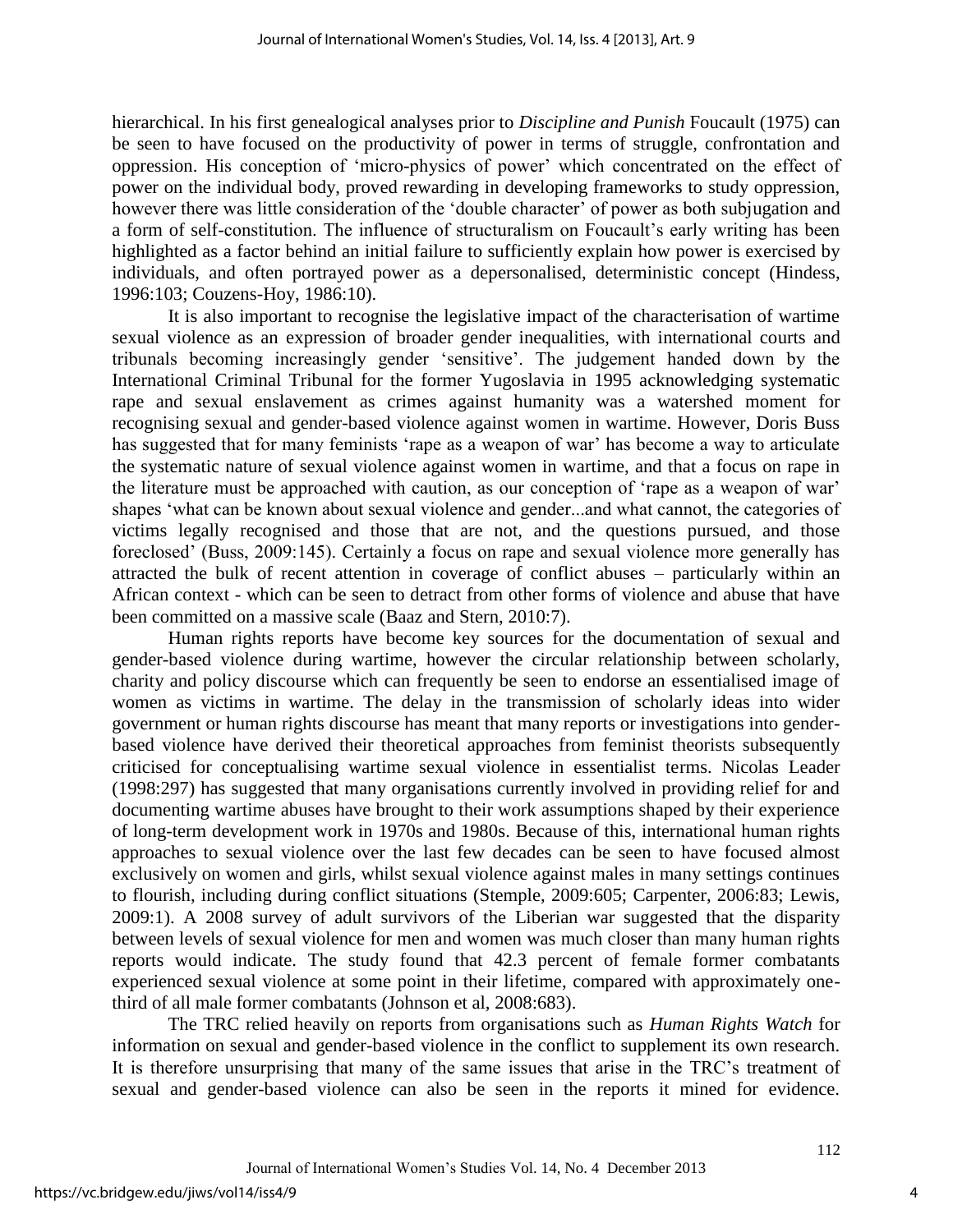hierarchical. In his first genealogical analyses prior to *Discipline and Punish* Foucault (1975) can be seen to have focused on the productivity of power in terms of struggle, confrontation and oppression. His conception of 'micro-physics of power' which concentrated on the effect of power on the individual body, proved rewarding in developing frameworks to study oppression, however there was little consideration of the 'double character' of power as both subjugation and a form of self-constitution. The influence of structuralism on Foucault's early writing has been highlighted as a factor behind an initial failure to sufficiently explain how power is exercised by individuals, and often portrayed power as a depersonalised, deterministic concept (Hindess, 1996:103; Couzens-Hoy, 1986:10).

It is also important to recognise the legislative impact of the characterisation of wartime sexual violence as an expression of broader gender inequalities, with international courts and tribunals becoming increasingly gender 'sensitive'. The judgement handed down by the International Criminal Tribunal for the former Yugoslavia in 1995 acknowledging systematic rape and sexual enslavement as crimes against humanity was a watershed moment for recognising sexual and gender-based violence against women in wartime. However, Doris Buss has suggested that for many feminists 'rape as a weapon of war' has become a way to articulate the systematic nature of sexual violence against women in wartime, and that a focus on rape in the literature must be approached with caution, as our conception of 'rape as a weapon of war' shapes 'what can be known about sexual violence and gender...and what cannot, the categories of victims legally recognised and those that are not, and the questions pursued, and those foreclosed' (Buss, 2009:145). Certainly a focus on rape and sexual violence more generally has attracted the bulk of recent attention in coverage of conflict abuses – particularly within an African context - which can be seen to detract from other forms of violence and abuse that have been committed on a massive scale (Baaz and Stern, 2010:7).

Human rights reports have become key sources for the documentation of sexual and gender-based violence during wartime, however the circular relationship between scholarly, charity and policy discourse which can frequently be seen to endorse an essentialised image of women as victims in wartime. The delay in the transmission of scholarly ideas into wider government or human rights discourse has meant that many reports or investigations into gender-based violence have derived their theoretical approaches from feminist theorists subsequently criticised for conceptualising wartime sexual violence in essentialist terms. Nicolas Leader (1998:297) has suggested that many organisations currently involved in providing relief for and documenting wartime abuses have brought to their work assumptions shaped by their experience of long-term development work in 1970s and 1980s. Because of this, international human rights approaches to sexual violence over the last few decades can be seen to have focused almost exclusively on women and girls, whilst sexual violence against males in many settings continues to flourish, including during conflict situations (Stemple, 2009:605; Carpenter, 2006:83; Lewis, 2009:1). A 2008 survey of adult survivors of the Liberian war suggested that the disparity between levels of sexual violence for men and women was much closer than many human rights reports would indicate. The study found that 42.3 percent of female former combatants experienced sexual violence at some point in their lifetime, compared with approximately one-third of all male former combatants (Johnson et al, 2008:683).

The TRC relied heavily on reports from organisations such as *Human Rights Watch* for information on sexual and gender-based violence in the conflict to supplement its own research. It is therefore unsurprising that many of the same issues that arise in the TRC's treatment of sexual and gender-based violence can also be seen in the reports it mined for evidence.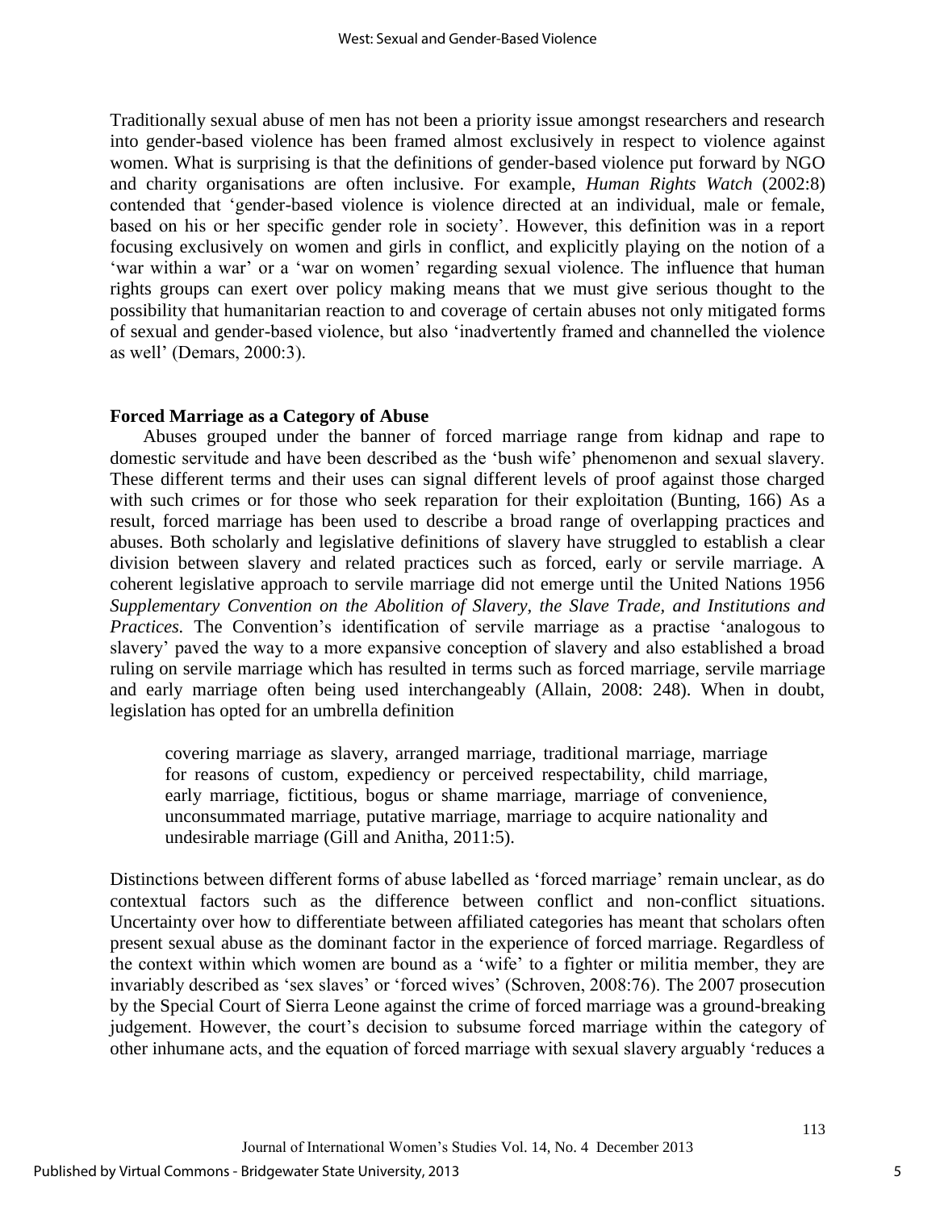Traditionally sexual abuse of men has not been a priority issue amongst researchers and research into gender-based violence has been framed almost exclusively in respect to violence against women. What is surprising is that the definitions of gender-based violence put forward by NGO and charity organisations are often inclusive. For example, *Human Rights Watch* (2002:8) contended that 'gender-based violence is violence directed at an individual, male or female, based on his or her specific gender role in society'. However, this definition was in a report focusing exclusively on women and girls in conflict, and explicitly playing on the notion of a 'war within a war' or a 'war on women' regarding sexual violence. The influence that human rights groups can exert over policy making means that we must give serious thought to the possibility that humanitarian reaction to and coverage of certain abuses not only mitigated forms of sexual and gender-based violence, but also 'inadvertently framed and channelled the violence as well' (Demars, 2000:3).

## Forced Marriage as a Category of Abuse

Abuses grouped under the banner of forced marriage range from kidnap and rape to domestic servitude and have been described as the 'bush wife' phenomenon and sexual slavery. These different terms and their uses can signal different levels of proof against those charged with such crimes or for those who seek reparation for their exploitation (Bunting, 166) As a result, forced marriage has been used to describe a broad range of overlapping practices and abuses. Both scholarly and legislative definitions of slavery have struggled to establish a clear division between slavery and related practices such as forced, early or servile marriage. A coherent legislative approach to servile marriage did not emerge until the United Nations 1956 *Supplementary Convention on the Abolition of Slavery, the Slave Trade, and Institutions and Practices.* The Convention's identification of servile marriage as a practise 'analogous to slavery' paved the way to a more expansive conception of slavery and also established a broad ruling on servile marriage which has resulted in terms such as forced marriage, servile marriage and early marriage often being used interchangeably (Allain, 2008: 248). When in doubt, legislation has opted for an umbrella definition

> covering marriage as slavery, arranged marriage, traditional marriage, marriage for reasons of custom, expediency or perceived respectability, child marriage, early marriage, fictitious, bogus or shame marriage, marriage of convenience, unconsummated marriage, putative marriage, marriage to acquire nationality and undesirable marriage (Gill and Anitha, 2011:5).

Distinctions between different forms of abuse labelled as 'forced marriage' remain unclear, as do contextual factors such as the difference between conflict and non-conflict situations. Uncertainty over how to differentiate between affiliated categories has meant that scholars often present sexual abuse as the dominant factor in the experience of forced marriage. Regardless of the context within which women are bound as a 'wife' to a fighter or militia member, they are invariably described as 'sex slaves' or 'forced wives' (Schroven, 2008:76). The 2007 prosecution by the Special Court of Sierra Leone against the crime of forced marriage was a ground-breaking judgement. However, the court's decision to subsume forced marriage within the category of other inhumane acts, and the equation of forced marriage with sexual slavery arguably 'reduces a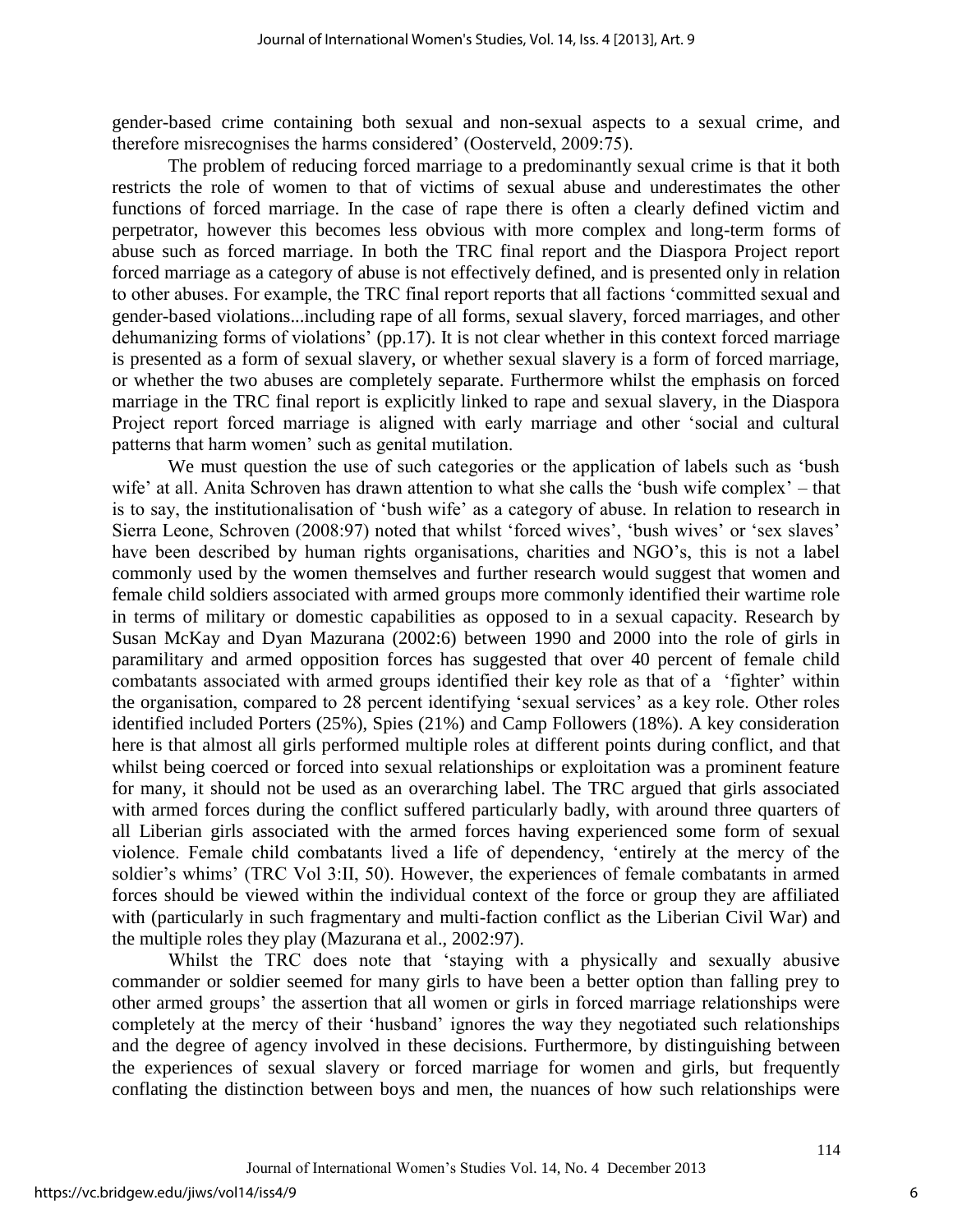gender-based crime containing both sexual and non-sexual aspects to a sexual crime, and therefore misrecognises the harms considered' (Oosterveld, 2009:75).

The problem of reducing forced marriage to a predominantly sexual crime is that it both restricts the role of women to that of victims of sexual abuse and underestimates the other functions of forced marriage. In the case of rape there is often a clearly defined victim and perpetrator, however this becomes less obvious with more complex and long-term forms of abuse such as forced marriage. In both the TRC final report and the Diaspora Project report forced marriage as a category of abuse is not effectively defined, and is presented only in relation to other abuses. For example, the TRC final report reports that all factions 'committed sexual and gender-based violations...including rape of all forms, sexual slavery, forced marriages, and other dehumanizing forms of violations' (pp.17). It is not clear whether in this context forced marriage is presented as a form of sexual slavery, or whether sexual slavery is a form of forced marriage, or whether the two abuses are completely separate. Furthermore whilst the emphasis on forced marriage in the TRC final report is explicitly linked to rape and sexual slavery, in the Diaspora Project report forced marriage is aligned with early marriage and other 'social and cultural patterns that harm women' such as genital mutilation.

We must question the use of such categories or the application of labels such as 'bush wife' at all. Anita Schroven has drawn attention to what she calls the 'bush wife complex' – that is to say, the institutionalisation of 'bush wife' as a category of abuse. In relation to research in Sierra Leone, Schroven (2008:97) noted that whilst 'forced wives', 'bush wives' or 'sex slaves' have been described by human rights organisations, charities and NGO's, this is not a label commonly used by the women themselves and further research would suggest that women and female child soldiers associated with armed groups more commonly identified their wartime role in terms of military or domestic capabilities as opposed to in a sexual capacity. Research by Susan McKay and Dyan Mazurana (2002:6) between 1990 and 2000 into the role of girls in paramilitary and armed opposition forces has suggested that over 40 percent of female child combatants associated with armed groups identified their key role as that of a 'fighter' within the organisation, compared to 28 percent identifying 'sexual services' as a key role. Other roles identified included Porters (25%), Spies (21%) and Camp Followers (18%). A key consideration here is that almost all girls performed multiple roles at different points during conflict, and that whilst being coerced or forced into sexual relationships or exploitation was a prominent feature for many, it should not be used as an overarching label. The TRC argued that girls associated with armed forces during the conflict suffered particularly badly, with around three quarters of all Liberian girls associated with the armed forces having experienced some form of sexual violence. Female child combatants lived a life of dependency, 'entirely at the mercy of the soldier's whims' (TRC Vol 3:II, 50). However, the experiences of female combatants in armed forces should be viewed within the individual context of the force or group they are affiliated with (particularly in such fragmentary and multi-faction conflict as the Liberian Civil War) and the multiple roles they play (Mazurana et al., 2002:97).

Whilst the TRC does note that 'staying with a physically and sexually abusive commander or soldier seemed for many girls to have been a better option than falling prey to other armed groups' the assertion that all women or girls in forced marriage relationships were completely at the mercy of their 'husband' ignores the way they negotiated such relationships and the degree of agency involved in these decisions. Furthermore, by distinguishing between the experiences of sexual slavery or forced marriage for women and girls, but frequently conflating the distinction between boys and men, the nuances of how such relationships were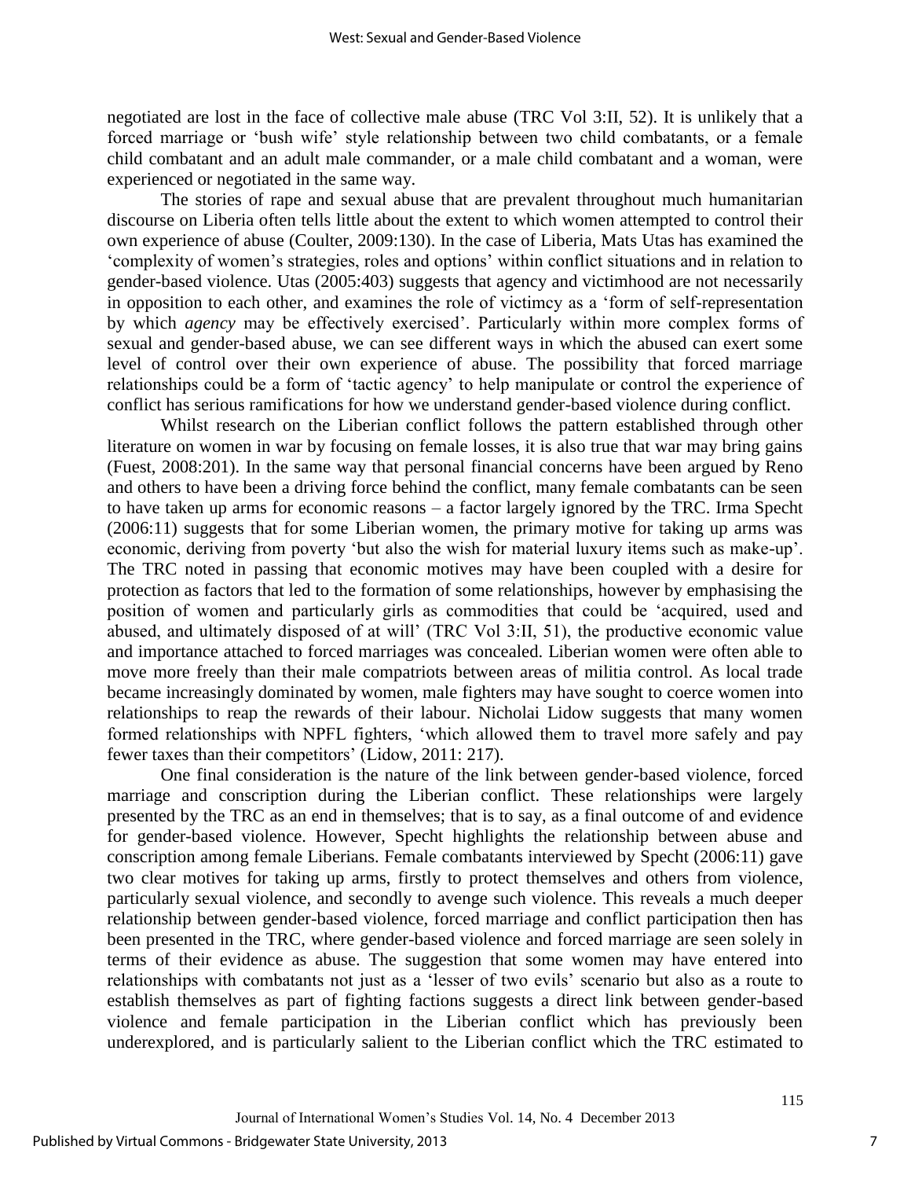negotiated are lost in the face of collective male abuse (TRC Vol 3:II, 52). It is unlikely that a forced marriage or 'bush wife' style relationship between two child combatants, or a female child combatant and an adult male commander, or a male child combatant and a woman, were experienced or negotiated in the same way.

The stories of rape and sexual abuse that are prevalent throughout much humanitarian discourse on Liberia often tells little about the extent to which women attempted to control their own experience of abuse (Coulter, 2009:130). In the case of Liberia, Mats Utas has examined the 'complexity of women's strategies, roles and options' within conflict situations and in relation to gender-based violence. Utas (2005:403) suggests that agency and victimhood are not necessarily in opposition to each other, and examines the role of victimcy as a 'form of self-representation by which *agency* may be effectively exercised'. Particularly within more complex forms of sexual and gender-based abuse, we can see different ways in which the abused can exert some level of control over their own experience of abuse. The possibility that forced marriage relationships could be a form of 'tactic agency' to help manipulate or control the experience of conflict has serious ramifications for how we understand gender-based violence during conflict.

Whilst research on the Liberian conflict follows the pattern established through other literature on women in war by focusing on female losses, it is also true that war may bring gains (Fuest, 2008:201). In the same way that personal financial concerns have been argued by Reno and others to have been a driving force behind the conflict, many female combatants can be seen to have taken up arms for economic reasons – a factor largely ignored by the TRC. Irma Specht (2006:11) suggests that for some Liberian women, the primary motive for taking up arms was economic, deriving from poverty 'but also the wish for material luxury items such as make-up'. The TRC noted in passing that economic motives may have been coupled with a desire for protection as factors that led to the formation of some relationships, however by emphasising the position of women and particularly girls as commodities that could be 'acquired, used and abused, and ultimately disposed of at will' (TRC Vol 3:II, 51), the productive economic value and importance attached to forced marriages was concealed. Liberian women were often able to move more freely than their male compatriots between areas of militia control. As local trade became increasingly dominated by women, male fighters may have sought to coerce women into relationships to reap the rewards of their labour. Nicholai Lidow suggests that many women formed relationships with NPFL fighters, 'which allowed them to travel more safely and pay fewer taxes than their competitors' (Lidow, 2011: 217).

One final consideration is the nature of the link between gender-based violence, forced marriage and conscription during the Liberian conflict. These relationships were largely presented by the TRC as an end in themselves; that is to say, as a final outcome of and evidence for gender-based violence. However, Specht highlights the relationship between abuse and conscription among female Liberians. Female combatants interviewed by Specht (2006:11) gave two clear motives for taking up arms, firstly to protect themselves and others from violence, particularly sexual violence, and secondly to avenge such violence. This reveals a much deeper relationship between gender-based violence, forced marriage and conflict participation then has been presented in the TRC, where gender-based violence and forced marriage are seen solely in terms of their evidence as abuse. The suggestion that some women may have entered into relationships with combatants not just as a 'lesser of two evils' scenario but also as a route to establish themselves as part of fighting factions suggests a direct link between gender-based violence and female participation in the Liberian conflict which has previously been underexplored, and is particularly salient to the Liberian conflict which the TRC estimated to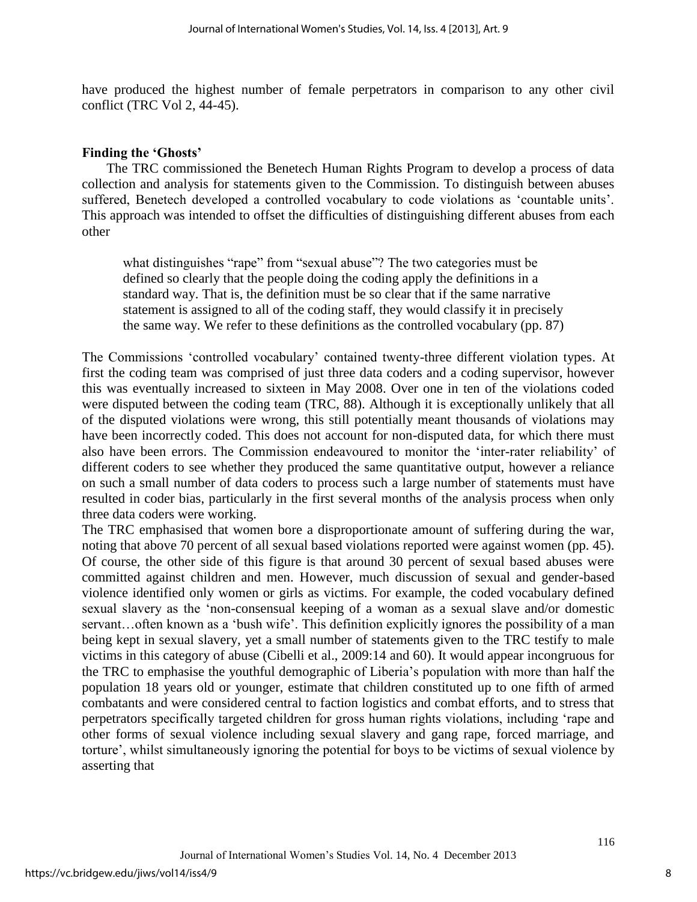have produced the highest number of female perpetrators in comparison to any other civil conflict (TRC Vol 2, 44-45).

**Finding the 'Ghosts'**

The TRC commissioned the Benetech Human Rights Program to develop a process of data collection and analysis for statements given to the Commission. To distinguish between abuses suffered, Benetech developed a controlled vocabulary to code violations as 'countable units'. This approach was intended to offset the difficulties of distinguishing different abuses from each other

> what distinguishes "rape" from "sexual abuse"? The two categories must be defined so clearly that the people doing the coding apply the definitions in a standard way. That is, the definition must be so clear that if the same narrative statement is assigned to all of the coding staff, they would classify it in precisely the same way. We refer to these definitions as the controlled vocabulary (pp. 87)

The Commissions 'controlled vocabulary' contained twenty-three different violation types. At first the coding team was comprised of just three data coders and a coding supervisor, however this was eventually increased to sixteen in May 2008. Over one in ten of the violations coded were disputed between the coding team (TRC, 88). Although it is exceptionally unlikely that all of the disputed violations were wrong, this still potentially meant thousands of violations may have been incorrectly coded. This does not account for non-disputed data, for which there must also have been errors. The Commission endeavoured to monitor the 'inter-rater reliability' of different coders to see whether they produced the same quantitative output, however a reliance on such a small number of data coders to process such a large number of statements must have resulted in coder bias, particularly in the first several months of the analysis process when only three data coders were working.

The TRC emphasised that women bore a disproportionate amount of suffering during the war, noting that above 70 percent of all sexual based violations reported were against women (pp. 45). Of course, the other side of this figure is that around 30 percent of sexual based abuses were committed against children and men. However, much discussion of sexual and gender-based violence identified only women or girls as victims. For example, the coded vocabulary defined sexual slavery as the 'non-consensual keeping of a woman as a sexual slave and/or domestic servant…often known as a 'bush wife'. This definition explicitly ignores the possibility of a man being kept in sexual slavery, yet a small number of statements given to the TRC testify to male victims in this category of abuse (Cibelli et al., 2009:14 and 60). It would appear incongruous for the TRC to emphasise the youthful demographic of Liberia's population with more than half the population 18 years old or younger, estimate that children constituted up to one fifth of armed combatants and were considered central to faction logistics and combat efforts, and to stress that perpetrators specifically targeted children for gross human rights violations, including 'rape and other forms of sexual violence including sexual slavery and gang rape, forced marriage, and torture', whilst simultaneously ignoring the potential for boys to be victims of sexual violence by asserting that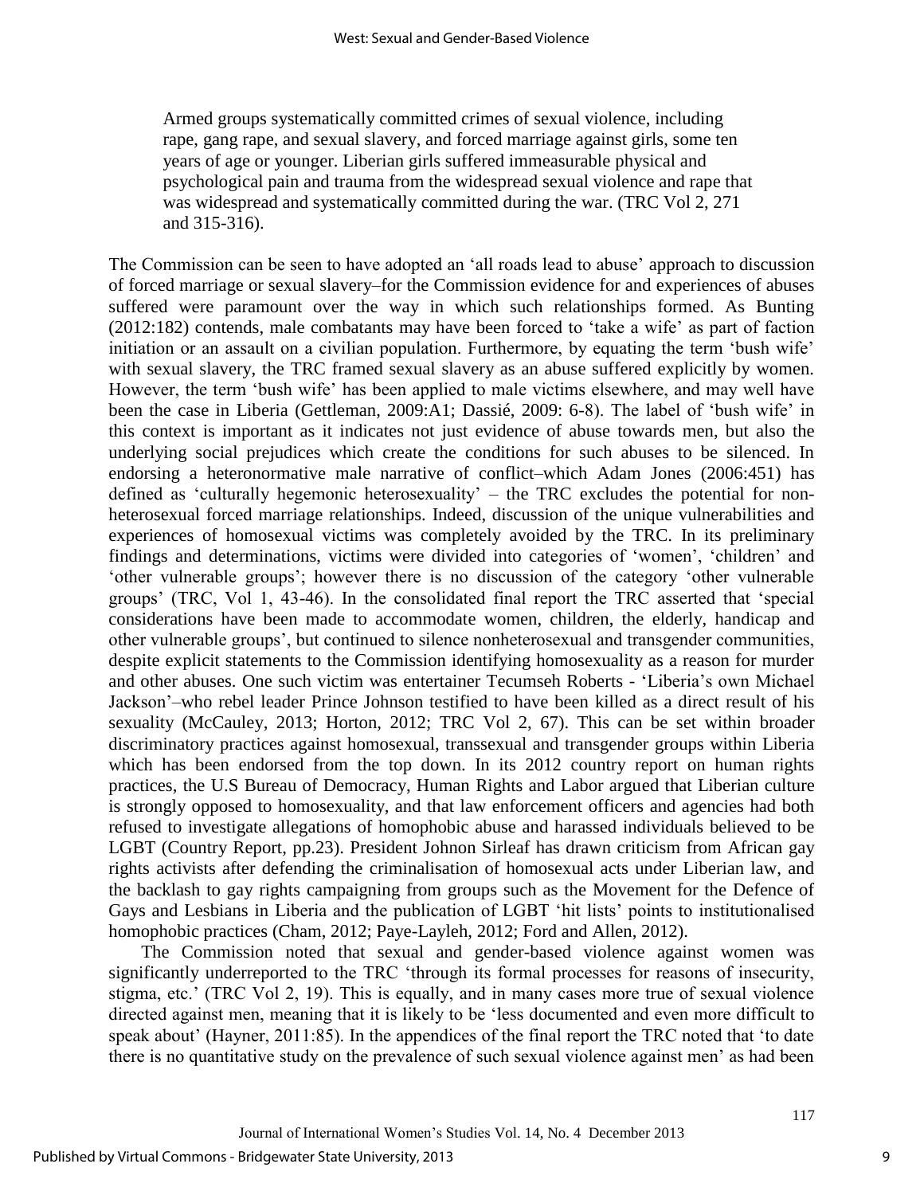> Armed groups systematically committed crimes of sexual violence, including rape, gang rape, and sexual slavery, and forced marriage against girls, some ten years of age or younger. Liberian girls suffered immeasurable physical and psychological pain and trauma from the widespread sexual violence and rape that was widespread and systematically committed during the war. (TRC Vol 2, 271 and 315-316).

The Commission can be seen to have adopted an 'all roads lead to abuse' approach to discussion of forced marriage or sexual slavery–for the Commission evidence for and experiences of abuses suffered were paramount over the way in which such relationships formed. As Bunting (2012:182) contends, male combatants may have been forced to 'take a wife' as part of faction initiation or an assault on a civilian population. Furthermore, by equating the term 'bush wife' with sexual slavery, the TRC framed sexual slavery as an abuse suffered explicitly by women. However, the term 'bush wife' has been applied to male victims elsewhere, and may well have been the case in Liberia (Gettleman, 2009:A1; Dassié, 2009: 6-8). The label of 'bush wife' in this context is important as it indicates not just evidence of abuse towards men, but also the underlying social prejudices which create the conditions for such abuses to be silenced. In endorsing a heteronormative male narrative of conflict–which Adam Jones (2006:451) has defined as 'culturally hegemonic heterosexuality' – the TRC excludes the potential for nonheterosexual forced marriage relationships. Indeed, discussion of the unique vulnerabilities and experiences of homosexual victims was completely avoided by the TRC. In its preliminary findings and determinations, victims were divided into categories of 'women', 'children' and 'other vulnerable groups'; however there is no discussion of the category 'other vulnerable groups' (TRC, Vol 1, 43-46). In the consolidated final report the TRC asserted that 'special considerations have been made to accommodate women, children, the elderly, handicap and other vulnerable groups', but continued to silence nonheterosexual and transgender communities, despite explicit statements to the Commission identifying homosexuality as a reason for murder and other abuses. One such victim was entertainer Tecumseh Roberts - 'Liberia's own Michael Jackson'–who rebel leader Prince Johnson testified to have been killed as a direct result of his sexuality (McCauley, 2013; Horton, 2012; TRC Vol 2, 67). This can be set within broader discriminatory practices against homosexual, transsexual and transgender groups within Liberia which has been endorsed from the top down. In its 2012 country report on human rights practices, the U.S Bureau of Democracy, Human Rights and Labor argued that Liberian culture is strongly opposed to homosexuality, and that law enforcement officers and agencies had both refused to investigate allegations of homophobic abuse and harassed individuals believed to be LGBT (Country Report, pp.23). President Johnon Sirleaf has drawn criticism from African gay rights activists after defending the criminalisation of homosexual acts under Liberian law, and the backlash to gay rights campaigning from groups such as the Movement for the Defence of Gays and Lesbians in Liberia and the publication of LGBT 'hit lists' points to institutionalised homophobic practices (Cham, 2012; Paye-Layleh, 2012; Ford and Allen, 2012).

The Commission noted that sexual and gender-based violence against women was significantly underreported to the TRC 'through its formal processes for reasons of insecurity, stigma, etc.' (TRC Vol 2, 19). This is equally, and in many cases more true of sexual violence directed against men, meaning that it is likely to be 'less documented and even more difficult to speak about' (Hayner, 2011:85). In the appendices of the final report the TRC noted that 'to date there is no quantitative study on the prevalence of such sexual violence against men' as had been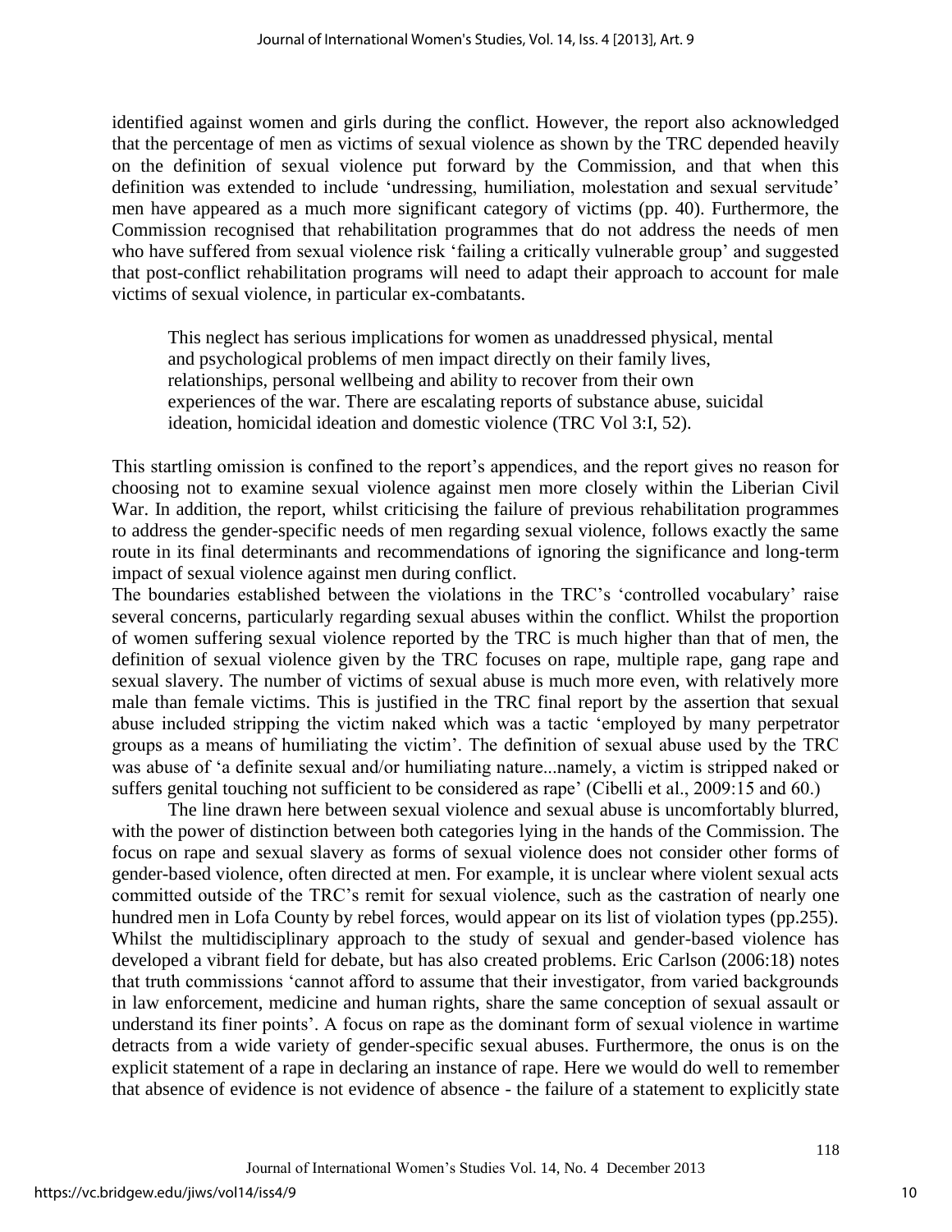identified against women and girls during the conflict. However, the report also acknowledged that the percentage of men as victims of sexual violence as shown by the TRC depended heavily on the definition of sexual violence put forward by the Commission, and that when this definition was extended to include 'undressing, humiliation, molestation and sexual servitude' men have appeared as a much more significant category of victims (pp. 40). Furthermore, the Commission recognised that rehabilitation programmes that do not address the needs of men who have suffered from sexual violence risk 'failing a critically vulnerable group' and suggested that post-conflict rehabilitation programs will need to adapt their approach to account for male victims of sexual violence, in particular ex-combatants.

> This neglect has serious implications for women as unaddressed physical, mental and psychological problems of men impact directly on their family lives, relationships, personal wellbeing and ability to recover from their own experiences of the war. There are escalating reports of substance abuse, suicidal ideation, homicidal ideation and domestic violence (TRC Vol 3:I, 52).

This startling omission is confined to the report's appendices, and the report gives no reason for choosing not to examine sexual violence against men more closely within the Liberian Civil War. In addition, the report, whilst criticising the failure of previous rehabilitation programmes to address the gender-specific needs of men regarding sexual violence, follows exactly the same route in its final determinants and recommendations of ignoring the significance and long-term impact of sexual violence against men during conflict.

The boundaries established between the violations in the TRC's 'controlled vocabulary' raise several concerns, particularly regarding sexual abuses within the conflict. Whilst the proportion of women suffering sexual violence reported by the TRC is much higher than that of men, the definition of sexual violence given by the TRC focuses on rape, multiple rape, gang rape and sexual slavery. The number of victims of sexual abuse is much more even, with relatively more male than female victims. This is justified in the TRC final report by the assertion that sexual abuse included stripping the victim naked which was a tactic 'employed by many perpetrator groups as a means of humiliating the victim'. The definition of sexual abuse used by the TRC was abuse of 'a definite sexual and/or humiliating nature...namely, a victim is stripped naked or suffers genital touching not sufficient to be considered as rape' (Cibelli et al., 2009:15 and 60.)

The line drawn here between sexual violence and sexual abuse is uncomfortably blurred, with the power of distinction between both categories lying in the hands of the Commission. The focus on rape and sexual slavery as forms of sexual violence does not consider other forms of gender-based violence, often directed at men. For example, it is unclear where violent sexual acts committed outside of the TRC's remit for sexual violence, such as the castration of nearly one hundred men in Lofa County by rebel forces, would appear on its list of violation types (pp.255). Whilst the multidisciplinary approach to the study of sexual and gender-based violence has developed a vibrant field for debate, but has also created problems. Eric Carlson (2006:18) notes that truth commissions 'cannot afford to assume that their investigator, from varied backgrounds in law enforcement, medicine and human rights, share the same conception of sexual assault or understand its finer points'. A focus on rape as the dominant form of sexual violence in wartime detracts from a wide variety of gender-specific sexual abuses. Furthermore, the onus is on the explicit statement of a rape in declaring an instance of rape. Here we would do well to remember that absence of evidence is not evidence of absence - the failure of a statement to explicitly state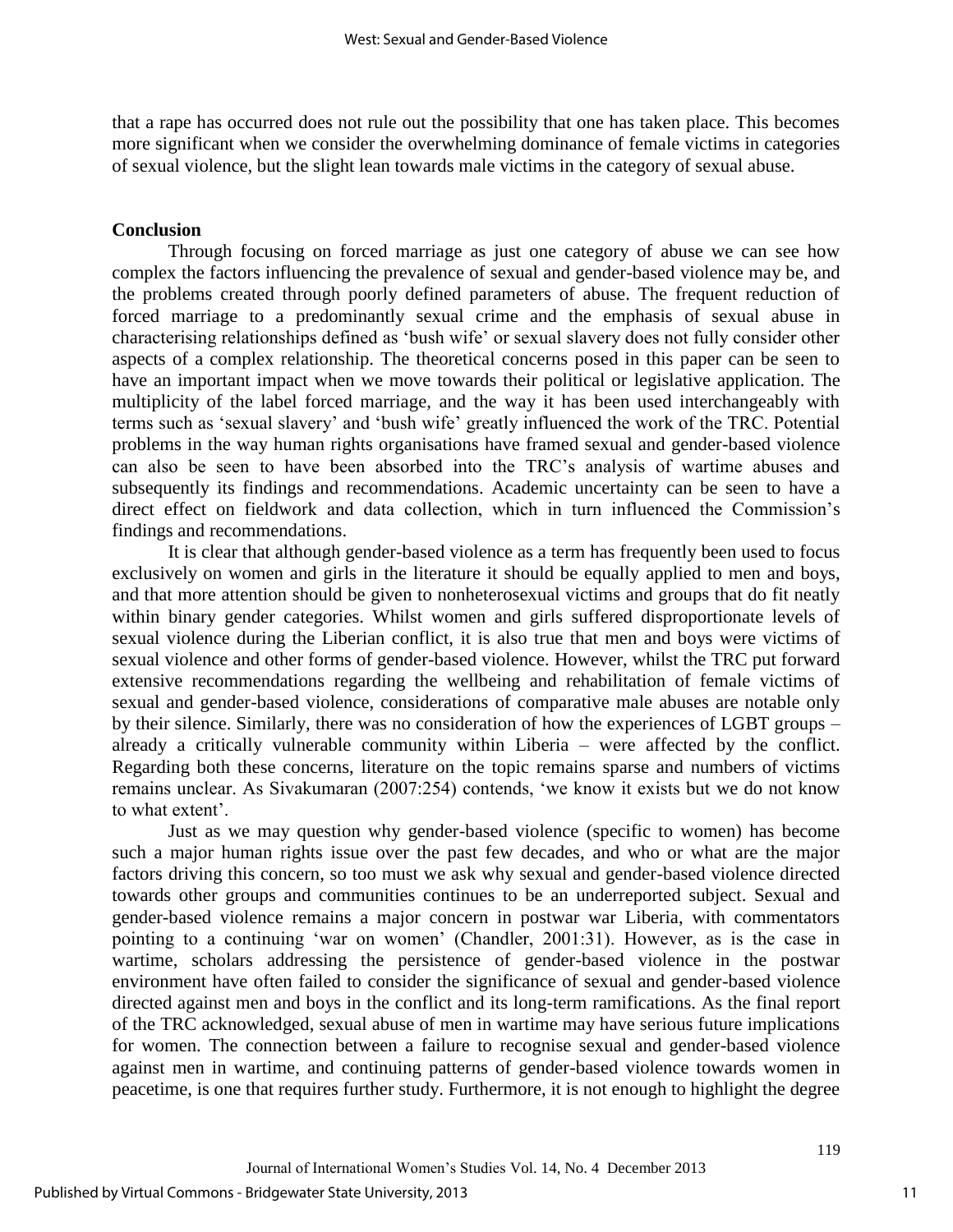that a rape has occurred does not rule out the possibility that one has taken place. This becomes more significant when we consider the overwhelming dominance of female victims in categories of sexual violence, but the slight lean towards male victims in the category of sexual abuse.

## Conclusion

Through focusing on forced marriage as just one category of abuse we can see how complex the factors influencing the prevalence of sexual and gender-based violence may be, and the problems created through poorly defined parameters of abuse. The frequent reduction of forced marriage to a predominantly sexual crime and the emphasis of sexual abuse in characterising relationships defined as 'bush wife' or sexual slavery does not fully consider other aspects of a complex relationship. The theoretical concerns posed in this paper can be seen to have an important impact when we move towards their political or legislative application. The multiplicity of the label forced marriage, and the way it has been used interchangeably with terms such as 'sexual slavery' and 'bush wife' greatly influenced the work of the TRC. Potential problems in the way human rights organisations have framed sexual and gender-based violence can also be seen to have been absorbed into the TRC's analysis of wartime abuses and subsequently its findings and recommendations. Academic uncertainty can be seen to have a direct effect on fieldwork and data collection, which in turn influenced the Commission's findings and recommendations.

It is clear that although gender-based violence as a term has frequently been used to focus exclusively on women and girls in the literature it should be equally applied to men and boys, and that more attention should be given to nonheterosexual victims and groups that do fit neatly within binary gender categories. Whilst women and girls suffered disproportionate levels of sexual violence during the Liberian conflict, it is also true that men and boys were victims of sexual violence and other forms of gender-based violence. However, whilst the TRC put forward extensive recommendations regarding the wellbeing and rehabilitation of female victims of sexual and gender-based violence, considerations of comparative male abuses are notable only by their silence. Similarly, there was no consideration of how the experiences of LGBT groups – already a critically vulnerable community within Liberia – were affected by the conflict. Regarding both these concerns, literature on the topic remains sparse and numbers of victims remains unclear. As Sivakumaran (2007:254) contends, 'we know it exists but we do not know to what extent'.

Just as we may question why gender-based violence (specific to women) has become such a major human rights issue over the past few decades, and who or what are the major factors driving this concern, so too must we ask why sexual and gender-based violence directed towards other groups and communities continues to be an underreported subject. Sexual and gender-based violence remains a major concern in postwar war Liberia, with commentators pointing to a continuing 'war on women' (Chandler, 2001:31). However, as is the case in wartime, scholars addressing the persistence of gender-based violence in the postwar environment have often failed to consider the significance of sexual and gender-based violence directed against men and boys in the conflict and its long-term ramifications. As the final report of the TRC acknowledged, sexual abuse of men in wartime may have serious future implications for women. The connection between a failure to recognise sexual and gender-based violence against men in wartime, and continuing patterns of gender-based violence towards women in peacetime, is one that requires further study. Furthermore, it is not enough to highlight the degree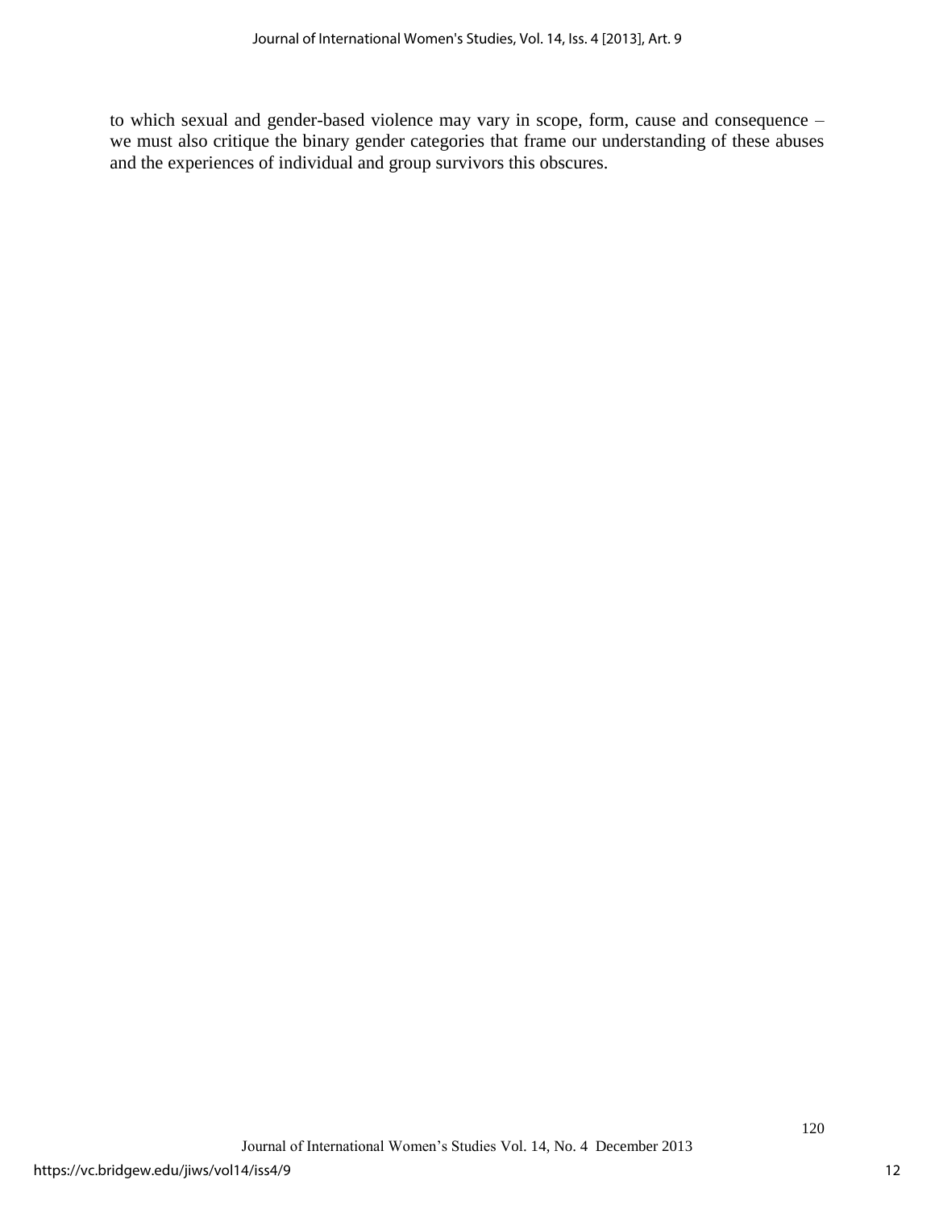to which sexual and gender-based violence may vary in scope, form, cause and consequence – we must also critique the binary gender categories that frame our understanding of these abuses and the experiences of individual and group survivors this obscures.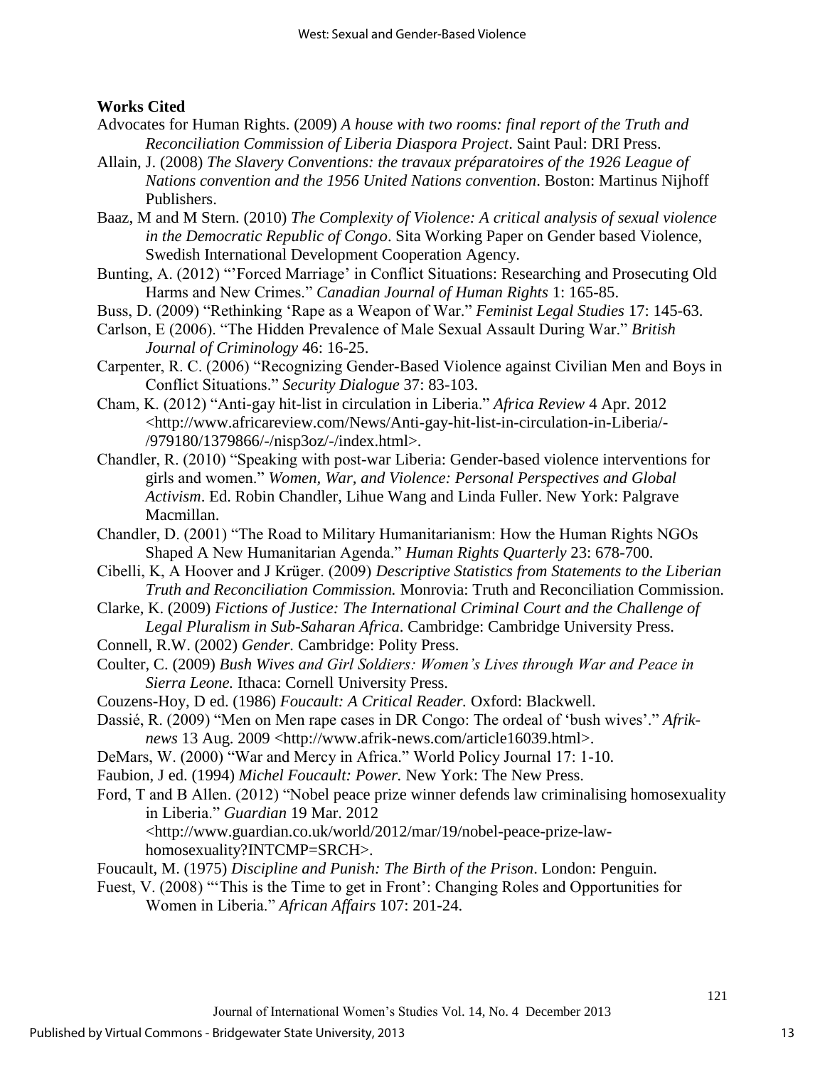**Works Cited**

Advocates for Human Rights. (2009) *A house with two rooms: final report of the Truth and Reconciliation Commission of Liberia Diaspora Project*. Saint Paul: DRI Press.

Allain, J. (2008) *The Slavery Conventions: the travaux préparatoires of the 1926 League of Nations convention and the 1956 United Nations convention*. Boston: Martinus Nijhoff Publishers.

Baaz, M and M Stern. (2010) *The Complexity of Violence: A critical analysis of sexual violence in the Democratic Republic of Congo*. Sita Working Paper on Gender based Violence, Swedish International Development Cooperation Agency.

Bunting, A. (2012) "'Forced Marriage' in Conflict Situations: Researching and Prosecuting Old Harms and New Crimes." *Canadian Journal of Human Rights* 1: 165-85.

Buss, D. (2009) "Rethinking 'Rape as a Weapon of War." *Feminist Legal Studies* 17: 145-63.

Carlson, E (2006). "The Hidden Prevalence of Male Sexual Assault During War." *British Journal of Criminology* 46: 16-25.

Carpenter, R. C. (2006) "Recognizing Gender-Based Violence against Civilian Men and Boys in Conflict Situations." *Security Dialogue* 37: 83-103.

Cham, K. (2012) "Anti-gay hit-list in circulation in Liberia." *Africa Review* 4 Apr. 2012 <http://www.africareview.com/News/Anti-gay-hit-list-in-circulation-in-Liberia/-/979180/1379866/-/nisp3oz/-/index.html>.

Chandler, R. (2010) "Speaking with post-war Liberia: Gender-based violence interventions for girls and women." *Women, War, and Violence: Personal Perspectives and Global Activism*. Ed. Robin Chandler, Lihue Wang and Linda Fuller. New York: Palgrave Macmillan.

Chandler, D. (2001) "The Road to Military Humanitarianism: How the Human Rights NGOs Shaped A New Humanitarian Agenda." *Human Rights Quarterly* 23: 678-700.

Cibelli, K, A Hoover and J Krüger. (2009) *Descriptive Statistics from Statements to the Liberian Truth and Reconciliation Commission.* Monrovia: Truth and Reconciliation Commission.

Clarke, K. (2009) *Fictions of Justice: The International Criminal Court and the Challenge of Legal Pluralism in Sub-Saharan Africa*. Cambridge: Cambridge University Press.

Connell, R.W. (2002) *Gender.* Cambridge: Polity Press.

Coulter, C. (2009) *Bush Wives and Girl Soldiers: Women's Lives through War and Peace in Sierra Leone.* Ithaca: Cornell University Press.

Couzens-Hoy, D ed. (1986) *Foucault: A Critical Reader.* Oxford: Blackwell.

Dassié, R. (2009) "Men on Men rape cases in DR Congo: The ordeal of 'bush wives'." *Afrik-news* 13 Aug. 2009 <http://www.afrik-news.com/article16039.html>.

DeMars, W. (2000) "War and Mercy in Africa." World Policy Journal 17: 1-10.

Faubion, J ed. (1994) *Michel Foucault: Power.* New York: The New Press.

Ford, T and B Allen. (2012) "Nobel peace prize winner defends law criminalising homosexuality in Liberia." *Guardian* 19 Mar. 2012 <http://www.guardian.co.uk/world/2012/mar/19/nobel-peace-prize-law-homosexuality?INTCMP=SRCH>.

Foucault, M. (1975) *Discipline and Punish: The Birth of the Prison*. London: Penguin.

Fuest, V. (2008) "'This is the Time to get in Front': Changing Roles and Opportunities for Women in Liberia." *African Affairs* 107: 201-24.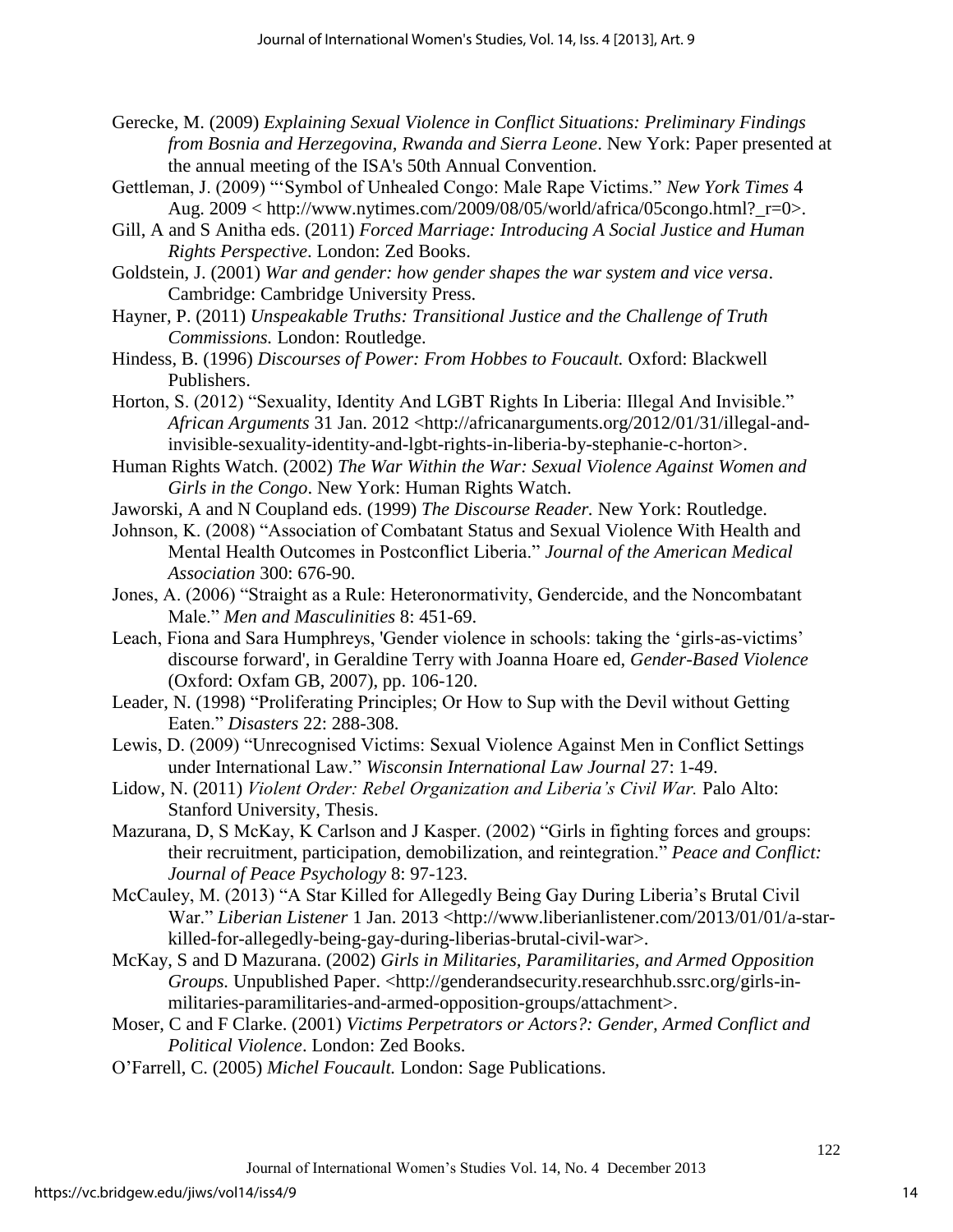Gerecke, M. (2009) *Explaining Sexual Violence in Conflict Situations: Preliminary Findings from Bosnia and Herzegovina, Rwanda and Sierra Leone*. New York: Paper presented at the annual meeting of the ISA's 50th Annual Convention.

Gettleman, J. (2009) "'Symbol of Unhealed Congo: Male Rape Victims." *New York Times* 4 Aug. 2009 < http://www.nytimes.com/2009/08/05/world/africa/05congo.html?_r=0>.

Gill, A and S Anitha eds. (2011) *Forced Marriage: Introducing A Social Justice and Human Rights Perspective*. London: Zed Books.

Goldstein, J. (2001) *War and gender: how gender shapes the war system and vice versa*. Cambridge: Cambridge University Press.

Hayner, P. (2011) *Unspeakable Truths: Transitional Justice and the Challenge of Truth Commissions.* London: Routledge.

Hindess, B. (1996) *Discourses of Power: From Hobbes to Foucault.* Oxford: Blackwell Publishers.

Horton, S. (2012) "Sexuality, Identity And LGBT Rights In Liberia: Illegal And Invisible." *African Arguments* 31 Jan. 2012 <http://africanarguments.org/2012/01/31/illegal-and-invisible-sexuality-identity-and-lgbt-rights-in-liberia-by-stephanie-c-horton>.

Human Rights Watch. (2002) *The War Within the War: Sexual Violence Against Women and Girls in the Congo*. New York: Human Rights Watch.

Jaworski, A and N Coupland eds. (1999) *The Discourse Reader.* New York: Routledge.

Johnson, K. (2008) "Association of Combatant Status and Sexual Violence With Health and Mental Health Outcomes in Postconflict Liberia." *Journal of the American Medical Association* 300: 676-90.

Jones, A. (2006) "Straight as a Rule: Heteronormativity, Gendercide, and the Noncombatant Male." *Men and Masculinities* 8: 451-69.

Leach, Fiona and Sara Humphreys, 'Gender violence in schools: taking the 'girls-as-victims' discourse forward', in Geraldine Terry with Joanna Hoare ed, *Gender-Based Violence* (Oxford: Oxfam GB, 2007), pp. 106-120.

Leader, N. (1998) "Proliferating Principles; Or How to Sup with the Devil without Getting Eaten." *Disasters* 22: 288-308.

Lewis, D. (2009) "Unrecognised Victims: Sexual Violence Against Men in Conflict Settings under International Law." *Wisconsin International Law Journal* 27: 1-49.

Lidow, N. (2011) *Violent Order: Rebel Organization and Liberia's Civil War.* Palo Alto: Stanford University, Thesis.

Mazurana, D, S McKay, K Carlson and J Kasper. (2002) "Girls in fighting forces and groups: their recruitment, participation, demobilization, and reintegration." *Peace and Conflict: Journal of Peace Psychology* 8: 97-123.

McCauley, M. (2013) "A Star Killed for Allegedly Being Gay During Liberia's Brutal Civil War." *Liberian Listener* 1 Jan. 2013 <http://www.liberianlistener.com/2013/01/01/a-star-killed-for-allegedly-being-gay-during-liberias-brutal-civil-war>.

McKay, S and D Mazurana. (2002) *Girls in Militaries, Paramilitaries, and Armed Opposition Groups.* Unpublished Paper. <http://genderandsecurity.researchhub.ssrc.org/girls-in-militaries-paramilitaries-and-armed-opposition-groups/attachment>.

Moser, C and F Clarke. (2001) *Victims Perpetrators or Actors?: Gender, Armed Conflict and Political Violence*. London: Zed Books.

O'Farrell, C. (2005) *Michel Foucault.* London: Sage Publications.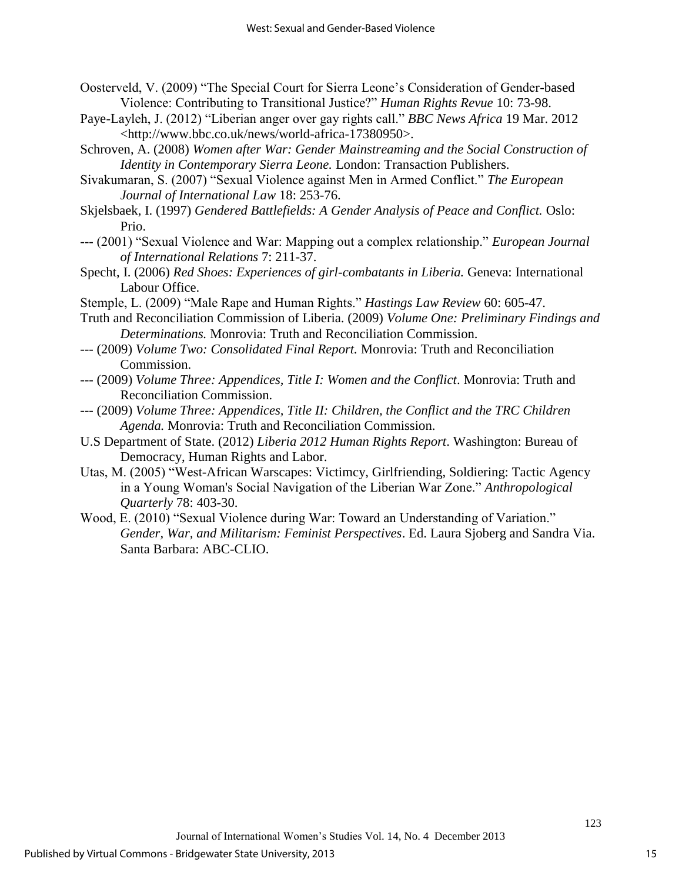Oosterveld, V. (2009) "The Special Court for Sierra Leone's Consideration of Gender-based Violence: Contributing to Transitional Justice?" *Human Rights Revue* 10: 73-98.

Paye-Layleh, J. (2012) "Liberian anger over gay rights call." *BBC News Africa* 19 Mar. 2012 <http://www.bbc.co.uk/news/world-africa-17380950>.

Schroven, A. (2008) *Women after War: Gender Mainstreaming and the Social Construction of Identity in Contemporary Sierra Leone.* London: Transaction Publishers.

Sivakumaran, S. (2007) "Sexual Violence against Men in Armed Conflict." *The European Journal of International Law* 18: 253-76.

Skjelsbaek, I. (1997) *Gendered Battlefields: A Gender Analysis of Peace and Conflict.* Oslo: Prio.

--- (2001) "Sexual Violence and War: Mapping out a complex relationship." *European Journal of International Relations* 7: 211-37.

Specht, I. (2006) *Red Shoes: Experiences of girl-combatants in Liberia.* Geneva: International Labour Office.

Stemple, L. (2009) "Male Rape and Human Rights." *Hastings Law Review* 60: 605-47.

Truth and Reconciliation Commission of Liberia. (2009) *Volume One: Preliminary Findings and Determinations.* Monrovia: Truth and Reconciliation Commission.

--- (2009) *Volume Two: Consolidated Final Report.* Monrovia: Truth and Reconciliation Commission.

--- (2009) *Volume Three: Appendices, Title I: Women and the Conflict*. Monrovia: Truth and Reconciliation Commission.

--- (2009) *Volume Three: Appendices, Title II: Children, the Conflict and the TRC Children Agenda.* Monrovia: Truth and Reconciliation Commission.

U.S Department of State. (2012) *Liberia 2012 Human Rights Report*. Washington: Bureau of Democracy, Human Rights and Labor.

Utas, M. (2005) "West-African Warscapes: Victimcy, Girlfriending, Soldiering: Tactic Agency in a Young Woman's Social Navigation of the Liberian War Zone." *Anthropological Quarterly* 78: 403-30.

Wood, E. (2010) "Sexual Violence during War: Toward an Understanding of Variation." *Gender, War, and Militarism: Feminist Perspectives*. Ed. Laura Sjoberg and Sandra Via. Santa Barbara: ABC-CLIO.